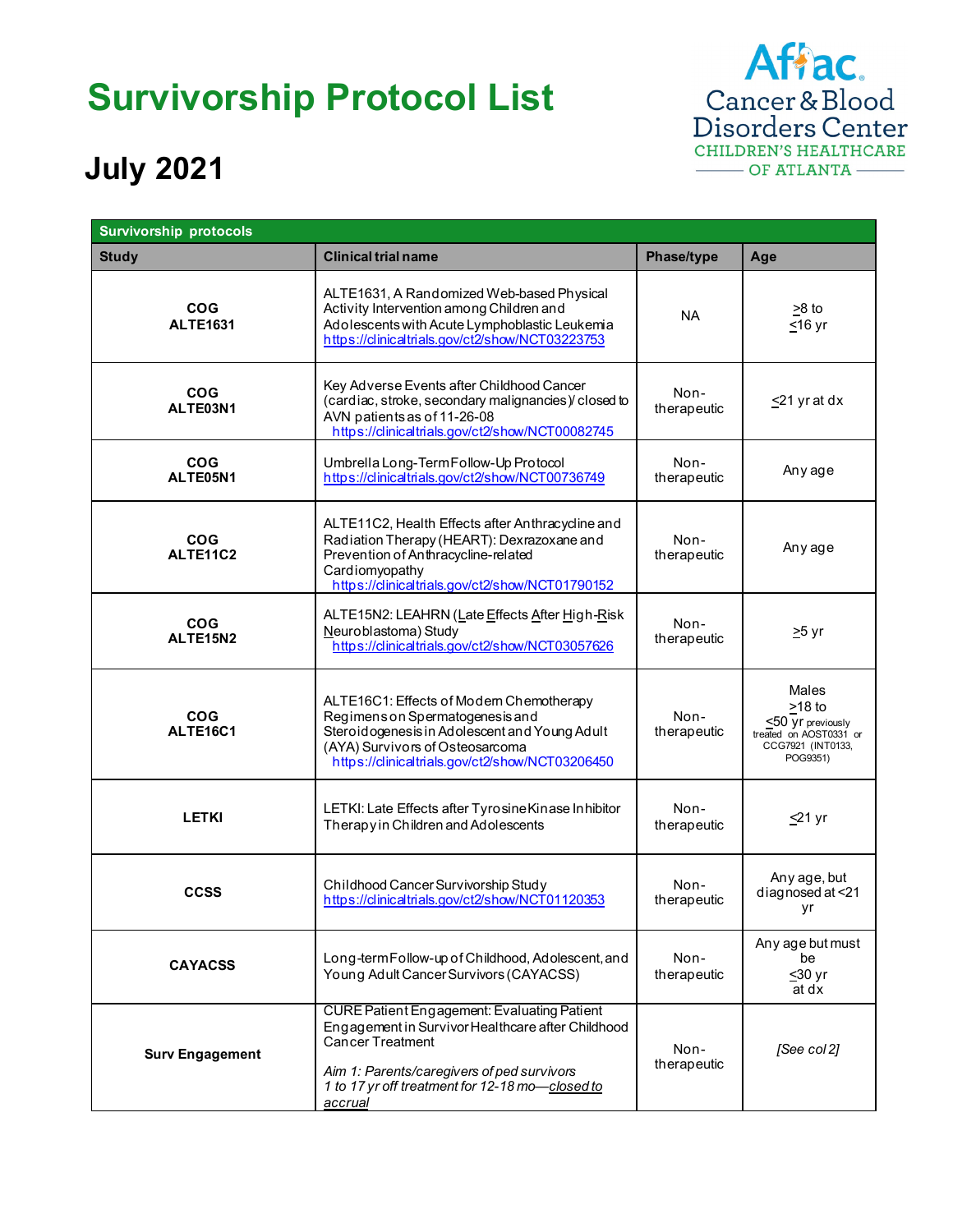# Survivorship Protocol List

## July 2021

Aflac Cancer & Blood Disorders Center
CHILDREN'S HEALTHCARE OF ATLANTA

| Survivorship protocols | | | |
|---|---|---|---|
| **Study** | **Clinical trial name** | **Phase/type** | **Age** |
| **COG ALTE1631** | ALTE1631, A Randomized Web-based Physical Activity Intervention among Children and Adolescents with Acute Lymphoblastic Leukemia https://clinicaltrials.gov/ct2/show/NCT03223753 | NA | ≥8 to ≤16 yr |
| **COG ALTE03N1** | Key Adverse Events after Childhood Cancer (cardiac, stroke, secondary malignancies)/ closed to AVN patients as of 11-26-08 https://clinicaltrials.gov/ct2/show/NCT00082745 | Non-therapeutic | ≤21 yr at dx |
| **COG ALTE05N1** | Umbrella Long-Term Follow-Up Protocol https://clinicaltrials.gov/ct2/show/NCT00736749 | Non-therapeutic | Any age |
| **COG ALTE11C2** | ALTE11C2, Health Effects after Anthracycline and Radiation Therapy (HEART): Dexrazoxane and Prevention of Anthracycline-related Cardiomyopathy https://clinicaltrials.gov/ct2/show/NCT01790152 | Non-therapeutic | Any age |
| **COG ALTE15N2** | ALTE15N2: LEAHRN (Late Effects After High-Risk Neuroblastoma) Study https://clinicaltrials.gov/ct2/show/NCT03057626 | Non-therapeutic | ≥5 yr |
| **COG ALTE16C1** | ALTE16C1: Effects of Modern Chemotherapy Regimens on Spermatogenesis and Steroidogenesis in Adolescent and Young Adult (AYA) Survivors of Osteosarcoma https://clinicaltrials.gov/ct2/show/NCT03206450 | Non-therapeutic | Males ≥18 to ≤50 yr previously treated on AOST0331 or CCG7921 (INT0133, POG9351) |
| **LETKI** | LETKI: Late Effects after Tyrosine Kinase Inhibitor Therapy in Children and Adolescents | Non-therapeutic | ≤21 yr |
| **CCSS** | Childhood Cancer Survivorship Study https://clinicaltrials.gov/ct2/show/NCT01120353 | Non-therapeutic | Any age, but diagnosed at <21 yr |
| **CAYACSS** | Long-term Follow-up of Childhood, Adolescent, and Young Adult Cancer Survivors (CAYACSS) | Non-therapeutic | Any age but must be ≤30 yr at dx |
| **Surv Engagement** | CURE Patient Engagement: Evaluating Patient Engagement in Survivor Healthcare after Childhood Cancer Treatment<br><br>*Aim 1: Parents/caregivers of ped survivors 1 to 17 yr off treatment for 12-18 mo—closed to accrual* | Non-therapeutic | *[See col 2]* |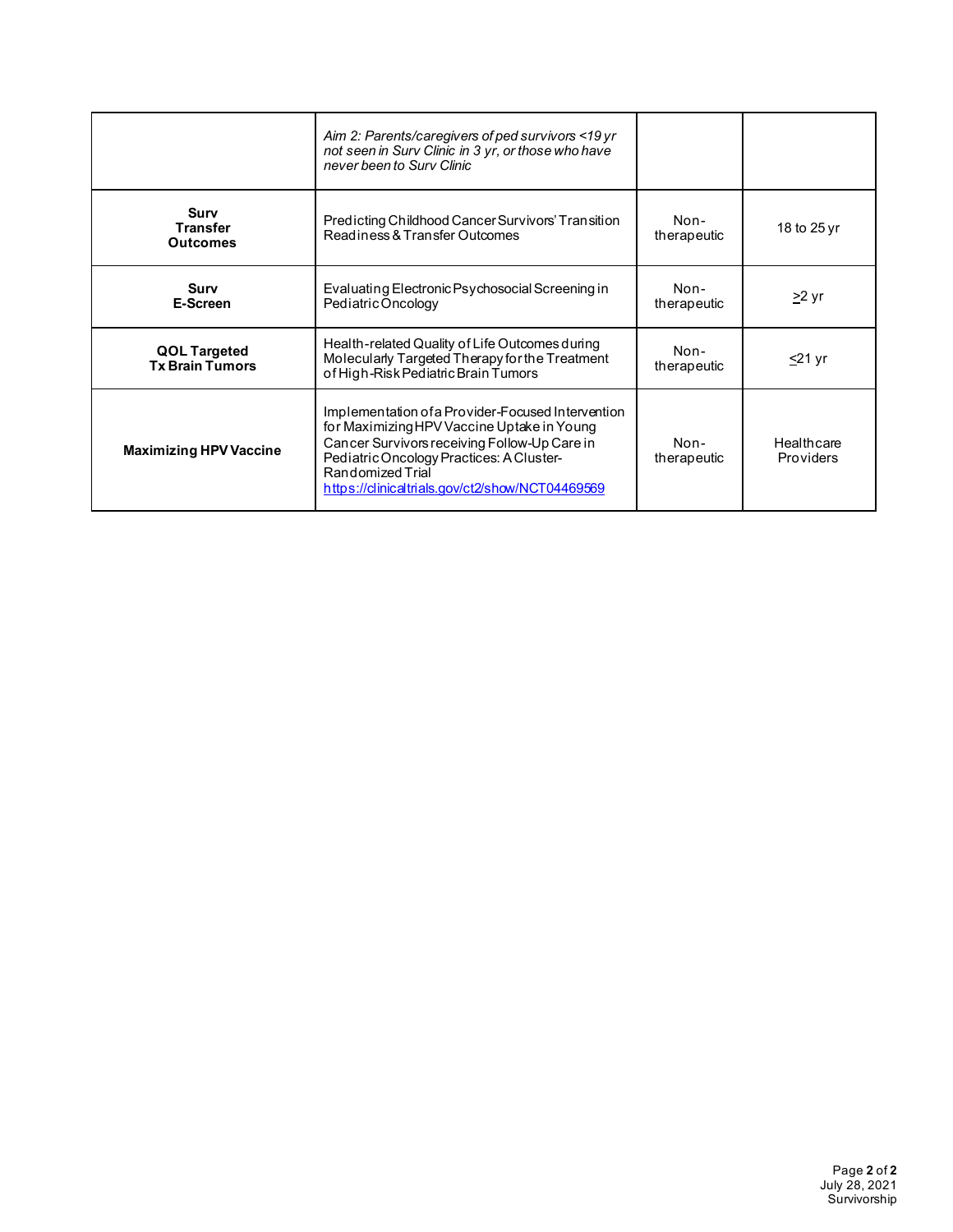| | | | |
|---|---|---|---|
| | *Aim 2: Parents/caregivers of ped survivors <19 yr not seen in Surv Clinic in 3 yr, or those who have never been to Surv Clinic* | | |
| **Surv Transfer Outcomes** | Predicting Childhood Cancer Survivors' Transition Readiness & Transfer Outcomes | Non-therapeutic | 18 to 25 yr |
| **Surv E-Screen** | Evaluating Electronic Psychosocial Screening in Pediatric Oncology | Non-therapeutic | ≥2 yr |
| **QOL Targeted Tx Brain Tumors** | Health-related Quality of Life Outcomes during Molecularly Targeted Therapy for the Treatment of High-Risk Pediatric Brain Tumors | Non-therapeutic | ≤21 yr |
| **Maximizing HPV Vaccine** | Implementation of a Provider-Focused Intervention for Maximizing HPV Vaccine Uptake in Young Cancer Survivors receiving Follow-Up Care in Pediatric Oncology Practices: A Cluster-Randomized Trial https://clinicaltrials.gov/ct2/show/NCT04469569 | Non-therapeutic | Healthcare Providers |

July 28, 2021
Survivorship